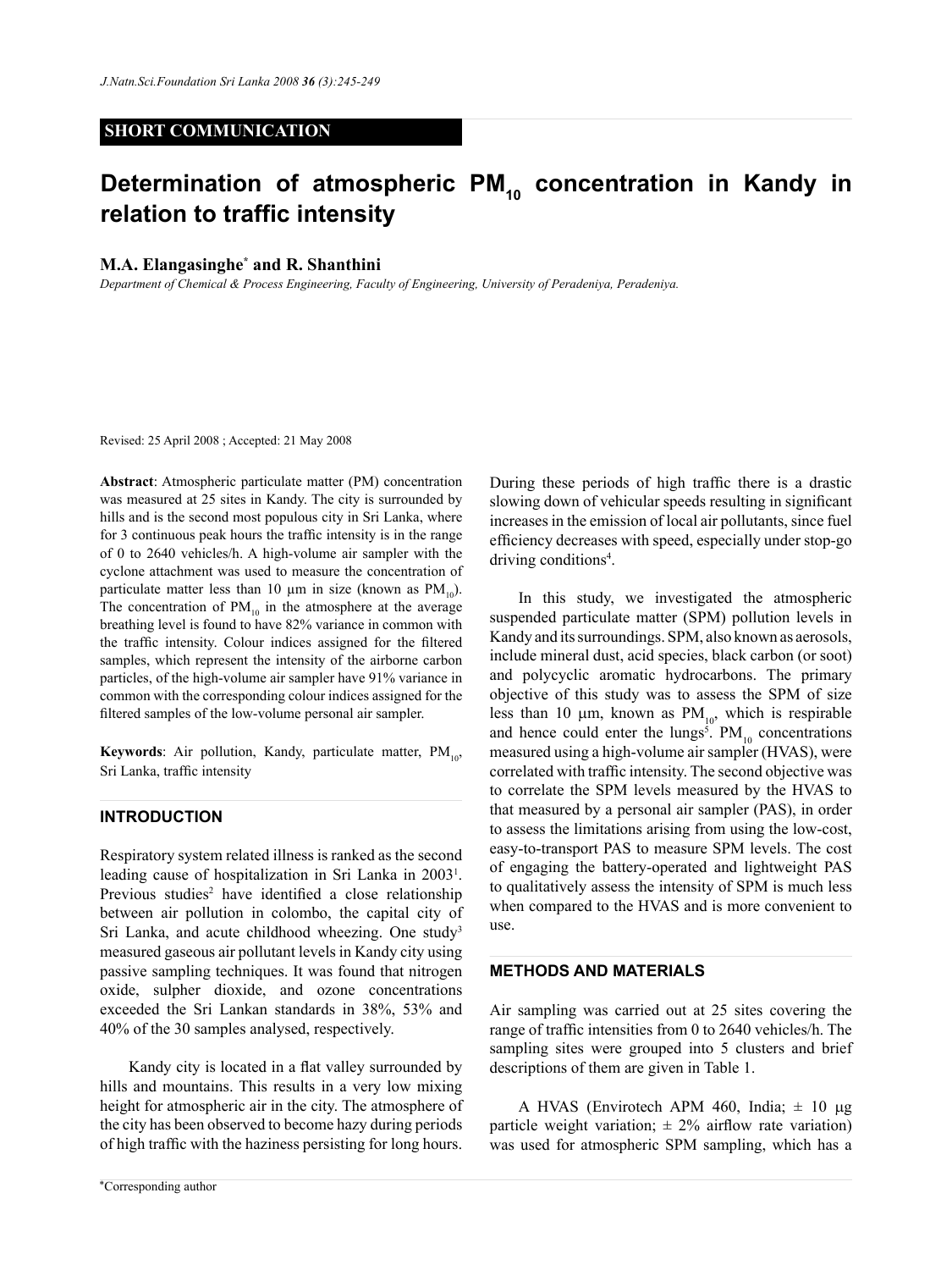SHORT COMMUNICATION

# Determination of atmospheric $PM_{10}$ concentration in Kandy in relation to traffic intensity

**M.A. Elangasinghe[*] and R. Shanthini**

*Department of Chemical & Process Engineering, Faculty of Engineering, University of Peradeniya, Peradeniya.*

Revised: 25 April 2008 ; Accepted: 21 May 2008

**Abstract**: Atmospheric particulate matter (PM) concentration was measured at 25 sites in Kandy. The city is surrounded by hills and is the second most populous city in Sri Lanka, where for 3 continuous peak hours the traffic intensity is in the range of 0 to 2640 vehicles/h. A high-volume air sampler with the cyclone attachment was used to measure the concentration of particulate matter less than 10 μm in size (known as $PM_{10}$). The concentration of $PM_{10}$ in the atmosphere at the average breathing level is found to have 82% variance in common with the traffic intensity. Colour indices assigned for the filtered samples, which represent the intensity of the airborne carbon particles, of the high-volume air sampler have 91% variance in common with the corresponding colour indices assigned for the filtered samples of the low-volume personal air sampler.

**Keywords**: Air pollution, Kandy, particulate matter, $PM_{10}$, Sri Lanka, traffic intensity

## INTRODUCTION

Respiratory system related illness is ranked as the second leading cause of hospitalization in Sri Lanka in 2003[1]. Previous studies[2] have identified a close relationship between air pollution in colombo, the capital city of Sri Lanka, and acute childhood wheezing. One study[3] measured gaseous air pollutant levels in Kandy city using passive sampling techniques. It was found that nitrogen oxide, sulpher dioxide, and ozone concentrations exceeded the Sri Lankan standards in 38%, 53% and 40% of the 30 samples analysed, respectively.

Kandy city is located in a flat valley surrounded by hills and mountains. This results in a very low mixing height for atmospheric air in the city. The atmosphere of the city has been observed to become hazy during periods of high traffic with the haziness persisting for long hours. During these periods of high traffic there is a drastic slowing down of vehicular speeds resulting in significant increases in the emission of local air pollutants, since fuel efficiency decreases with speed, especially under stop-go driving conditions[4].

In this study, we investigated the atmospheric suspended particulate matter (SPM) pollution levels in Kandy and its surroundings. SPM, also known as aerosols, include mineral dust, acid species, black carbon (or soot) and polycyclic aromatic hydrocarbons. The primary objective of this study was to assess the SPM of size less than 10 μm, known as $PM_{10}$, which is respirable and hence could enter the lungs[5]. $PM_{10}$ concentrations measured using a high-volume air sampler (HVAS), were correlated with traffic intensity. The second objective was to correlate the SPM levels measured by the HVAS to that measured by a personal air sampler (PAS), in order to assess the limitations arising from using the low-cost, easy-to-transport PAS to measure SPM levels. The cost of engaging the battery-operated and lightweight PAS to qualitatively assess the intensity of SPM is much less when compared to the HVAS and is more convenient to use.

## METHODS AND MATERIALS

Air sampling was carried out at 25 sites covering the range of traffic intensities from 0 to 2640 vehicles/h. The sampling sites were grouped into 5 clusters and brief descriptions of them are given in Table 1.

A HVAS (Envirotech APM 460, India; ± 10 μg particle weight variation; ± 2% airflow rate variation) was used for atmospheric SPM sampling, which has a

[*]Corresponding author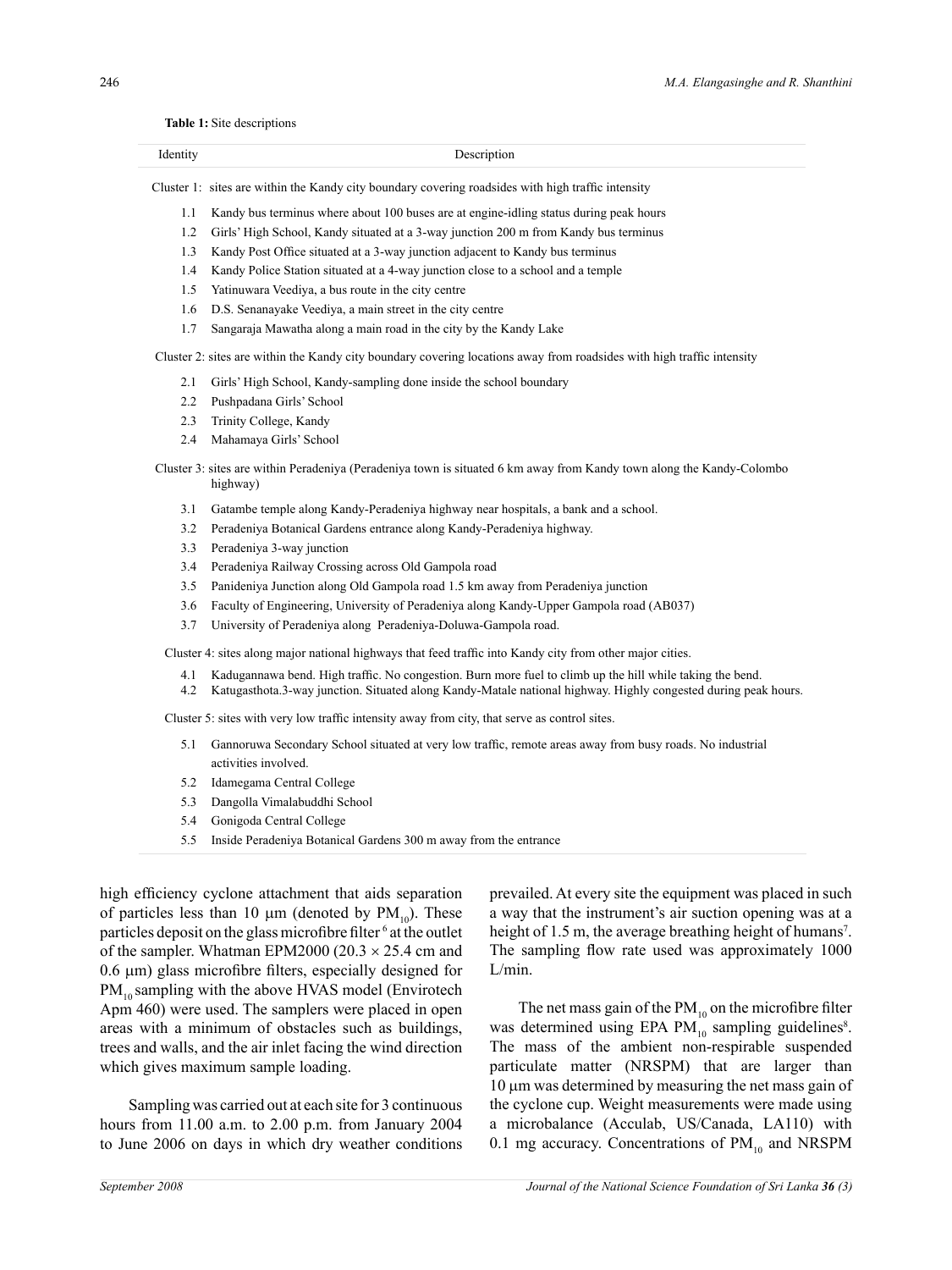**Table 1:** Site descriptions

| Identity | Description |
|---|---|
| Cluster 1: sites are within the Kandy city boundary covering roadsides with high traffic intensity | |
| 1.1 | Kandy bus terminus where about 100 buses are at engine-idling status during peak hours |
| 1.2 | Girls' High School, Kandy situated at a 3-way junction 200 m from Kandy bus terminus |
| 1.3 | Kandy Post Office situated at a 3-way junction adjacent to Kandy bus terminus |
| 1.4 | Kandy Police Station situated at a 4-way junction close to a school and a temple |
| 1.5 | Yatinuwara Veediya, a bus route in the city centre |
| 1.6 | D.S. Senanayake Veediya, a main street in the city centre |
| 1.7 | Sangaraja Mawatha along a main road in the city by the Kandy Lake |
| Cluster 2: sites are within the Kandy city boundary covering locations away from roadsides with high traffic intensity | |
| 2.1 | Girls' High School, Kandy-sampling done inside the school boundary |
| 2.2 | Pushpadana Girls' School |
| 2.3 | Trinity College, Kandy |
| 2.4 | Mahamaya Girls' School |
| Cluster 3: sites are within Peradeniya (Peradeniya town is situated 6 km away from Kandy town along the Kandy-Colombo highway) | |
| 3.1 | Gatambe temple along Kandy-Peradeniya highway near hospitals, a bank and a school. |
| 3.2 | Peradeniya Botanical Gardens entrance along Kandy-Peradeniya highway. |
| 3.3 | Peradeniya 3-way junction |
| 3.4 | Peradeniya Railway Crossing across Old Gampola road |
| 3.5 | Panideniya Junction along Old Gampola road 1.5 km away from Peradeniya junction |
| 3.6 | Faculty of Engineering, University of Peradeniya along Kandy-Upper Gampola road (AB037) |
| 3.7 | University of Peradeniya along Peradeniya-Doluwa-Gampola road. |
| Cluster 4: sites along major national highways that feed traffic into Kandy city from other major cities. | |
| 4.1 | Kadugannawa bend. High traffic. No congestion. Burn more fuel to climb up the hill while taking the bend. |
| 4.2 | Katugasthota.3-way junction. Situated along Kandy-Matale national highway. Highly congested during peak hours. |
| Cluster 5: sites with very low traffic intensity away from city, that serve as control sites. | |
| 5.1 | Gannoruwa Secondary School situated at very low traffic, remote areas away from busy roads. No industrial activities involved. |
| 5.2 | Idamegama Central College |
| 5.3 | Dangolla Vimalabuddhi School |
| 5.4 | Gonigoda Central College |
| 5.5 | Inside Peradeniya Botanical Gardens 300 m away from the entrance |

high efficiency cyclone attachment that aids separation of particles less than 10 μm (denoted by $PM_{10}$). These particles deposit on the glass microfibre filter [6] at the outlet of the sampler. Whatman EPM2000 (20.3 × 25.4 cm and 0.6 μm) glass microfibre filters, especially designed for $PM_{10}$ sampling with the above HVAS model (Envirotech Apm 460) were used. The samplers were placed in open areas with a minimum of obstacles such as buildings, trees and walls, and the air inlet facing the wind direction which gives maximum sample loading.

Sampling was carried out at each site for 3 continuous hours from 11.00 a.m. to 2.00 p.m. from January 2004 to June 2006 on days in which dry weather conditions prevailed. At every site the equipment was placed in such a way that the instrument's air suction opening was at a height of 1.5 m, the average breathing height of humans[7]. The sampling flow rate used was approximately 1000 L/min.

The net mass gain of the $PM_{10}$ on the microfibre filter was determined using EPA $PM_{10}$ sampling guidelines[8]. The mass of the ambient non-respirable suspended particulate matter (NRSPM) that are larger than 10 μm was determined by measuring the net mass gain of the cyclone cup. Weight measurements were made using a microbalance (Acculab, US/Canada, LA110) with 0.1 mg accuracy. Concentrations of $PM_{10}$ and NRSPM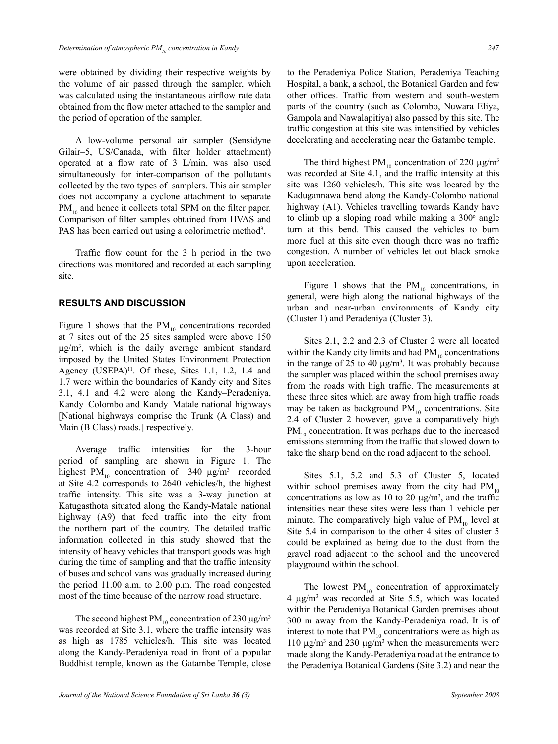were obtained by dividing their respective weights by the volume of air passed through the sampler, which was calculated using the instantaneous airflow rate data obtained from the flow meter attached to the sampler and the period of operation of the sampler.

A low-volume personal air sampler (Sensidyne Gilair–5, US/Canada, with filter holder attachment) operated at a flow rate of 3 L/min, was also used simultaneously for inter-comparison of the pollutants collected by the two types of samplers. This air sampler does not accompany a cyclone attachment to separate $PM_{10}$ and hence it collects total SPM on the filter paper. Comparison of filter samples obtained from HVAS and PAS has been carried out using a colorimetric method[9].

Traffic flow count for the 3 h period in the two directions was monitored and recorded at each sampling site.

## RESULTS AND DISCUSSION

Figure 1 shows that the $PM_{10}$ concentrations recorded at 7 sites out of the 25 sites sampled were above 150 $\mu g/m^3$, which is the daily average ambient standard imposed by the United States Environment Protection Agency (USEPA)[11]. Of these, Sites 1.1, 1.2, 1.4 and 1.7 were within the boundaries of Kandy city and Sites 3.1, 4.1 and 4.2 were along the Kandy–Peradeniya, Kandy–Colombo and Kandy–Matale national highways [National highways comprise the Trunk (A Class) and Main (B Class) roads.] respectively.

Average traffic intensities for the 3-hour period of sampling are shown in Figure 1. The highest $PM_{10}$ concentration of 340 $\mu g/m^3$ recorded at Site 4.2 corresponds to 2640 vehicles/h, the highest traffic intensity. This site was a 3-way junction at Katugasthota situated along the Kandy-Matale national highway (A9) that feed traffic into the city from the northern part of the country. The detailed traffic information collected in this study showed that the intensity of heavy vehicles that transport goods was high during the time of sampling and that the traffic intensity of buses and school vans was gradually increased during the period 11.00 a.m. to 2.00 p.m. The road congested most of the time because of the narrow road structure.

The second highest $PM_{10}$ concentration of 230 $\mu g/m^3$ was recorded at Site 3.1, where the traffic intensity was as high as 1785 vehicles/h. This site was located along the Kandy-Peradeniya road in front of a popular Buddhist temple, known as the Gatambe Temple, close to the Peradeniya Police Station, Peradeniya Teaching Hospital, a bank, a school, the Botanical Garden and few other offices. Traffic from western and south-western parts of the country (such as Colombo, Nuwara Eliya, Gampola and Nawalapitiya) also passed by this site. The traffic congestion at this site was intensified by vehicles decelerating and accelerating near the Gatambe temple.

The third highest $PM_{10}$ concentration of 220 $\mu g/m^3$ was recorded at Site 4.1, and the traffic intensity at this site was 1260 vehicles/h. This site was located by the Kadugannawa bend along the Kandy-Colombo national highway (A1). Vehicles travelling towards Kandy have to climb up a sloping road while making a $300^o$ angle turn at this bend. This caused the vehicles to burn more fuel at this site even though there was no traffic congestion. A number of vehicles let out black smoke upon acceleration.

Figure 1 shows that the $PM_{10}$ concentrations, in general, were high along the national highways of the urban and near-urban environments of Kandy city (Cluster 1) and Peradeniya (Cluster 3).

Sites 2.1, 2.2 and 2.3 of Cluster 2 were all located within the Kandy city limits and had $PM_{10}$ concentrations in the range of 25 to 40 $\mu g/m^3$. It was probably because the sampler was placed within the school premises away from the roads with high traffic. The measurements at these three sites which are away from high traffic roads may be taken as background $PM_{10}$ concentrations. Site 2.4 of Cluster 2 however, gave a comparatively high $PM_{10}$ concentration. It was perhaps due to the increased emissions stemming from the traffic that slowed down to take the sharp bend on the road adjacent to the school.

Sites 5.1, 5.2 and 5.3 of Cluster 5, located within school premises away from the city had $PM_{10}$ concentrations as low as 10 to 20 $\mu g/m^3$, and the traffic intensities near these sites were less than 1 vehicle per minute. The comparatively high value of $PM_{10}$ level at Site 5.4 in comparison to the other 4 sites of cluster 5 could be explained as being due to the dust from the gravel road adjacent to the school and the uncovered playground within the school.

The lowest $PM_{10}$ concentration of approximately 4 $\mu g/m^3$ was recorded at Site 5.5, which was located within the Peradeniya Botanical Garden premises about 300 m away from the Kandy-Peradeniya road. It is of interest to note that $PM_{10}$ concentrations were as high as 110 $\mu g/m^3$ and 230 $\mu g/m^3$ when the measurements were made along the Kandy-Peradeniya road at the entrance to the Peradeniya Botanical Gardens (Site 3.2) and near the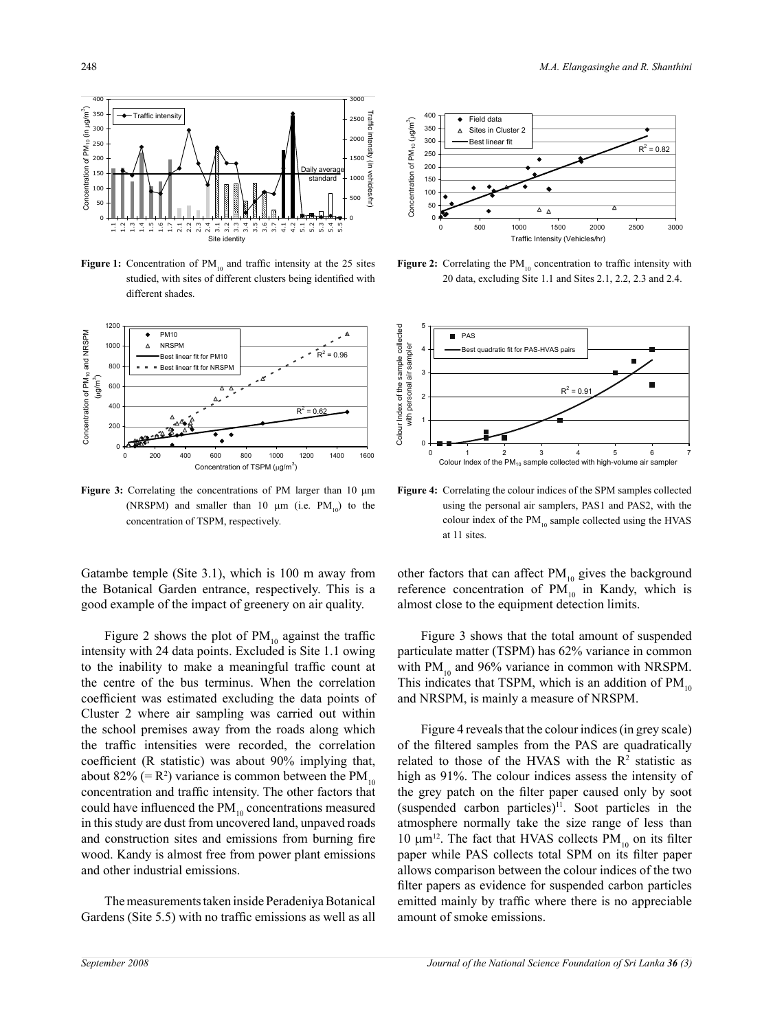**Figure 1:** Concentration of $PM_{10}$ and traffic intensity at the 25 sites studied, with sites of different clusters being identified with different shades.

**Figure 2:** Correlating the $PM_{10}$ concentration to traffic intensity with 20 data, excluding Site 1.1 and Sites 2.1, 2.2, 2.3 and 2.4.

**Figure 3:** Correlating the concentrations of PM larger than 10 μm (NRSPM) and smaller than 10 μm (i.e. $PM_{10}$) to the concentration of TSPM, respectively.

**Figure 4:** Correlating the colour indices of the SPM samples collected using the personal air samplers, PAS1 and PAS2, with the colour index of the $PM_{10}$ sample collected using the HVAS at 11 sites.

Gatambe temple (Site 3.1), which is 100 m away from the Botanical Garden entrance, respectively. This is a good example of the impact of greenery on air quality.

Figure 2 shows the plot of $PM_{10}$ against the traffic intensity with 24 data points. Excluded is Site 1.1 owing to the inability to make a meaningful traffic count at the centre of the bus terminus. When the correlation coefficient was estimated excluding the data points of Cluster 2 where air sampling was carried out within the school premises away from the roads along which the traffic intensities were recorded, the correlation coefficient (R statistic) was about 90% implying that, about 82% (= $R^2$) variance is common between the $PM_{10}$ concentration and traffic intensity. The other factors that could have influenced the $PM_{10}$ concentrations measured in this study are dust from uncovered land, unpaved roads and construction sites and emissions from burning fire wood. Kandy is almost free from power plant emissions and other industrial emissions.

The measurements taken inside Peradeniya Botanical Gardens (Site 5.5) with no traffic emissions as well as all other factors that can affect $PM_{10}$ gives the background reference concentration of $PM_{10}$ in Kandy, which is almost close to the equipment detection limits.

Figure 3 shows that the total amount of suspended particulate matter (TSPM) has 62% variance in common with $PM_{10}$ and 96% variance in common with NRSPM. This indicates that TSPM, which is an addition of $PM_{10}$ and NRSPM, is mainly a measure of NRSPM.

Figure 4 reveals that the colour indices (in grey scale) of the filtered samples from the PAS are quadratically related to those of the HVAS with the $R^2$ statistic as high as 91%. The colour indices assess the intensity of the grey patch on the filter paper caused only by soot (suspended carbon particles)[11]. Soot particles in the atmosphere normally take the size range of less than 10 μm[12]. The fact that HVAS collects $PM_{10}$ on its filter paper while PAS collects total SPM on its filter paper allows comparison between the colour indices of the two filter papers as evidence for suspended carbon particles emitted mainly by traffic where there is no appreciable amount of smoke emissions.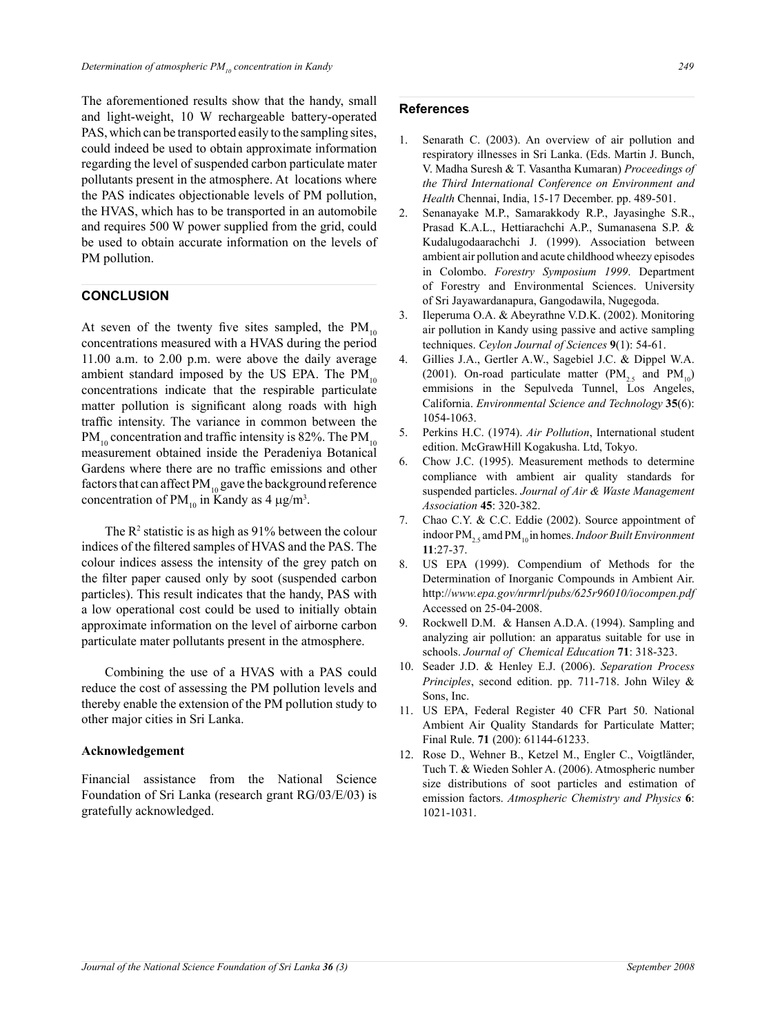The aforementioned results show that the handy, small and light-weight, 10 W rechargeable battery-operated PAS, which can be transported easily to the sampling sites, could indeed be used to obtain approximate information regarding the level of suspended carbon particulate mater pollutants present in the atmosphere. At locations where the PAS indicates objectionable levels of PM pollution, the HVAS, which has to be transported in an automobile and requires 500 W power supplied from the grid, could be used to obtain accurate information on the levels of PM pollution.

## CONCLUSION

At seven of the twenty five sites sampled, the $PM_{10}$ concentrations measured with a HVAS during the period 11.00 a.m. to 2.00 p.m. were above the daily average ambient standard imposed by the US EPA. The $PM_{10}$ concentrations indicate that the respirable particulate matter pollution is significant along roads with high traffic intensity. The variance in common between the $PM_{10}$ concentration and traffic intensity is 82%. The $PM_{10}$ measurement obtained inside the Peradeniya Botanical Gardens where there are no traffic emissions and other factors that can affect $PM_{10}$ gave the background reference concentration of $PM_{10}$ in Kandy as 4 $\mu g/m^3$.

The $R^2$ statistic is as high as 91% between the colour indices of the filtered samples of HVAS and the PAS. The colour indices assess the intensity of the grey patch on the filter paper caused only by soot (suspended carbon particles). This result indicates that the handy, PAS with a low operational cost could be used to initially obtain approximate information on the level of airborne carbon particulate mater pollutants present in the atmosphere.

Combining the use of a HVAS with a PAS could reduce the cost of assessing the PM pollution levels and thereby enable the extension of the PM pollution study to other major cities in Sri Lanka.

### Acknowledgement

Financial assistance from the National Science Foundation of Sri Lanka (research grant RG/03/E/03) is gratefully acknowledged.

## References

1. Senarath C. (2003). An overview of air pollution and respiratory illnesses in Sri Lanka. (Eds. Martin J. Bunch, V. Madha Suresh & T. Vasantha Kumaran) *Proceedings of the Third International Conference on Environment and Health* Chennai, India, 15-17 December. pp. 489-501.
2. Senanayake M.P., Samarakkody R.P., Jayasinghe S.R., Prasad K.A.L., Hettiarachchi A.P., Sumanasena S.P. & Kudalugodaarachchi J. (1999). Association between ambient air pollution and acute childhood wheezy episodes in Colombo. *Forestry Symposium 1999*. Department of Forestry and Environmental Sciences. University of Sri Jayawardanapura, Gangodawila, Nugegoda.
3. Ileperuma O.A. & Abeyrathne V.D.K. (2002). Monitoring air pollution in Kandy using passive and active sampling techniques. *Ceylon Journal of Sciences* **9**(1): 54-61.
4. Gillies J.A., Gertler A.W., Sagebiel J.C. & Dippel W.A. (2001). On-road particulate matter ($PM_{2.5}$ and $PM_{10}$) emmisions in the Sepulveda Tunnel, Los Angeles, California. *Environmental Science and Technology* **35**(6): 1054-1063.
5. Perkins H.C. (1974). *Air Pollution*, International student edition. McGrawHill Kogakusha. Ltd, Tokyo.
6. Chow J.C. (1995). Measurement methods to determine compliance with ambient air quality standards for suspended particles. *Journal of Air & Waste Management Association* **45**: 320-382.
7. Chao C.Y. & C.C. Eddie (2002). Source appointment of indoor $PM_{2.5}$ amd $PM_{10}$ in homes. *Indoor Built Environment* **11**:27-37.
8. US EPA (1999). Compendium of Methods for the Determination of Inorganic Compounds in Ambient Air. http://*www.epa.gov/nrmrl/pubs/625r96010/iocompen.pdf* Accessed on 25-04-2008.
9. Rockwell D.M. & Hansen A.D.A. (1994). Sampling and analyzing air pollution: an apparatus suitable for use in schools. *Journal of Chemical Education* **71**: 318-323.
10. Seader J.D. & Henley E.J. (2006). *Separation Process Principles*, second edition. pp. 711-718. John Wiley & Sons, Inc.
11. US EPA, Federal Register 40 CFR Part 50. National Ambient Air Quality Standards for Particulate Matter; Final Rule. **71** (200): 61144-61233.
12. Rose D., Wehner B., Ketzel M., Engler C., Voigtländer, Tuch T. & Wieden Sohler A. (2006). Atmospheric number size distributions of soot particles and estimation of emission factors. *Atmospheric Chemistry and Physics* **6**: 1021-1031.